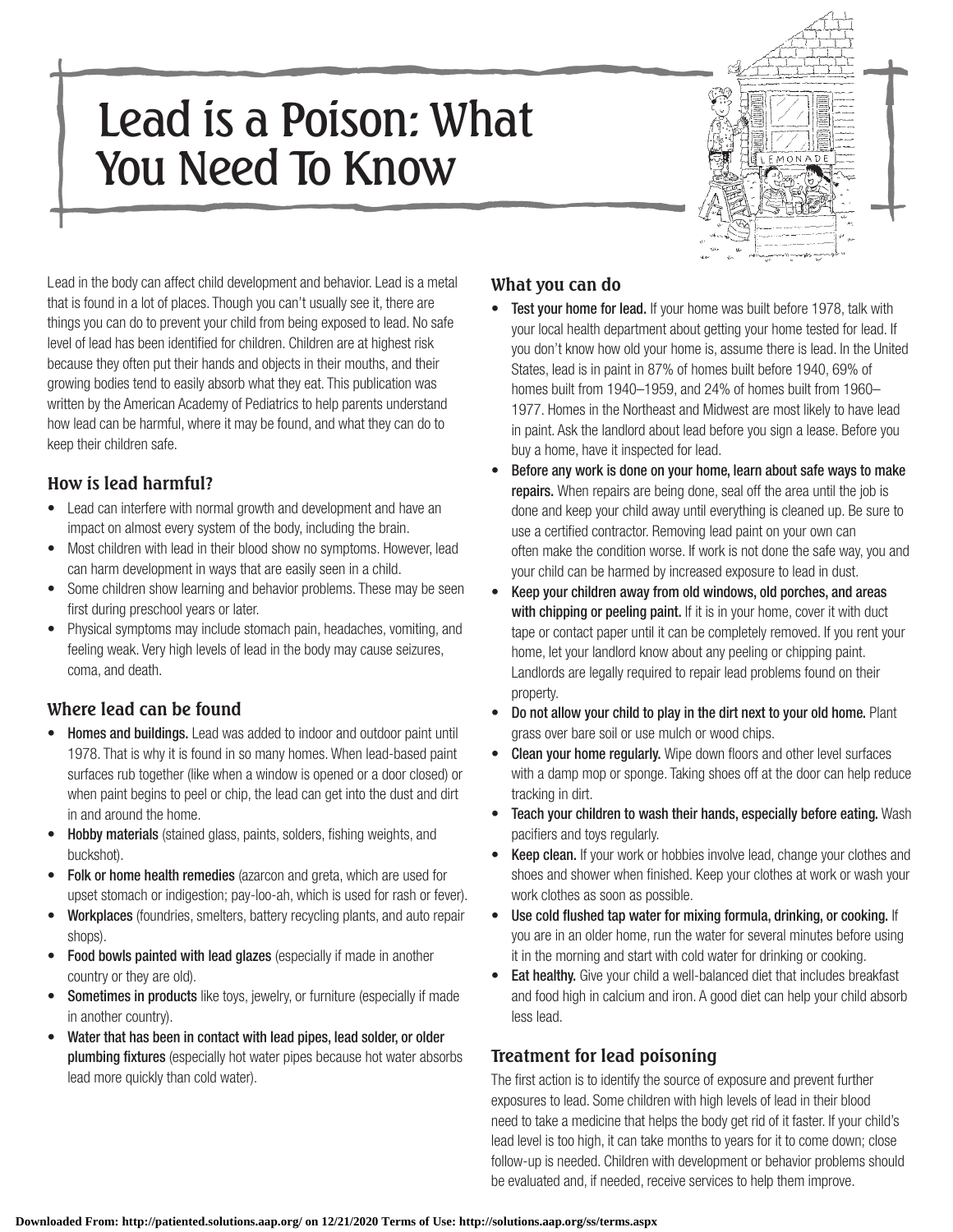# Lead is a Poison: What You Need To Know

Lead in the body can affect child development and behavior. Lead is a metal that is found in a lot of places. Though you can't usually see it, there are things you can do to prevent your child from being exposed to lead. No safe level of lead has been identified for children. Children are at highest risk because they often put their hands and objects in their mouths, and their growing bodies tend to easily absorb what they eat. This publication was written by the American Academy of Pediatrics to help parents understand how lead can be harmful, where it may be found, and what they can do to keep their children safe.

## How is lead harmful?

- Lead can interfere with normal growth and development and have an impact on almost every system of the body, including the brain.
- Most children with lead in their blood show no symptoms. However, lead can harm development in ways that are easily seen in a child.
- Some children show learning and behavior problems. These may be seen first during preschool years or later.
- Physical symptoms may include stomach pain, headaches, vomiting, and feeling weak. Very high levels of lead in the body may cause seizures, coma, and death.

## Where lead can be found

- **Homes and buildings.** Lead was added to indoor and outdoor paint until 1978. That is why it is found in so many homes. When lead-based paint surfaces rub together (like when a window is opened or a door closed) or when paint begins to peel or chip, the lead can get into the dust and dirt in and around the home.
- **Hobby materials** (stained glass, paints, solders, fishing weights, and buckshot).
- **Folk or home health remedies** (azarcon and greta, which are used for upset stomach or indigestion; pay-loo-ah, which is used for rash or fever).
- **Workplaces** (foundries, smelters, battery recycling plants, and auto repair shops).
- **Food bowls painted with lead glazes** (especially if made in another country or they are old).
- **Sometimes in products** like toys, jewelry, or furniture (especially if made in another country).
- **Water that has been in contact with lead pipes, lead solder, or older plumbing fixtures** (especially hot water pipes because hot water absorbs lead more quickly than cold water).

## What you can do

- **Test your home for lead.** If your home was built before 1978, talk with your local health department about getting your home tested for lead. If you don't know how old your home is, assume there is lead. In the United States, lead is in paint in 87% of homes built before 1940, 69% of homes built from 1940–1959, and 24% of homes built from 1960–1977. Homes in the Northeast and Midwest are most likely to have lead in paint. Ask the landlord about lead before you sign a lease. Before you buy a home, have it inspected for lead.
- **Before any work is done on your home, learn about safe ways to make repairs.** When repairs are being done, seal off the area until the job is done and keep your child away until everything is cleaned up. Be sure to use a certified contractor. Removing lead paint on your own can often make the condition worse. If work is not done the safe way, you and your child can be harmed by increased exposure to lead in dust.
- **Keep your children away from old windows, old porches, and areas with chipping or peeling paint.** If it is in your home, cover it with duct tape or contact paper until it can be completely removed. If you rent your home, let your landlord know about any peeling or chipping paint. Landlords are legally required to repair lead problems found on their property.
- **Do not allow your child to play in the dirt next to your old home.** Plant grass over bare soil or use mulch or wood chips.
- **Clean your home regularly.** Wipe down floors and other level surfaces with a damp mop or sponge. Taking shoes off at the door can help reduce tracking in dirt.
- **Teach your children to wash their hands, especially before eating.** Wash pacifiers and toys regularly.
- **Keep clean.** If your work or hobbies involve lead, change your clothes and shoes and shower when finished. Keep your clothes at work or wash your work clothes as soon as possible.
- **Use cold flushed tap water for mixing formula, drinking, or cooking.** If you are in an older home, run the water for several minutes before using it in the morning and start with cold water for drinking or cooking.
- **Eat healthy.** Give your child a well-balanced diet that includes breakfast and food high in calcium and iron. A good diet can help your child absorb less lead.

## Treatment for lead poisoning

The first action is to identify the source of exposure and prevent further exposures to lead. Some children with high levels of lead in their blood need to take a medicine that helps the body get rid of it faster. If your child's lead level is too high, it can take months to years for it to come down; close follow-up is needed. Children with development or behavior problems should be evaluated and, if needed, receive services to help them improve.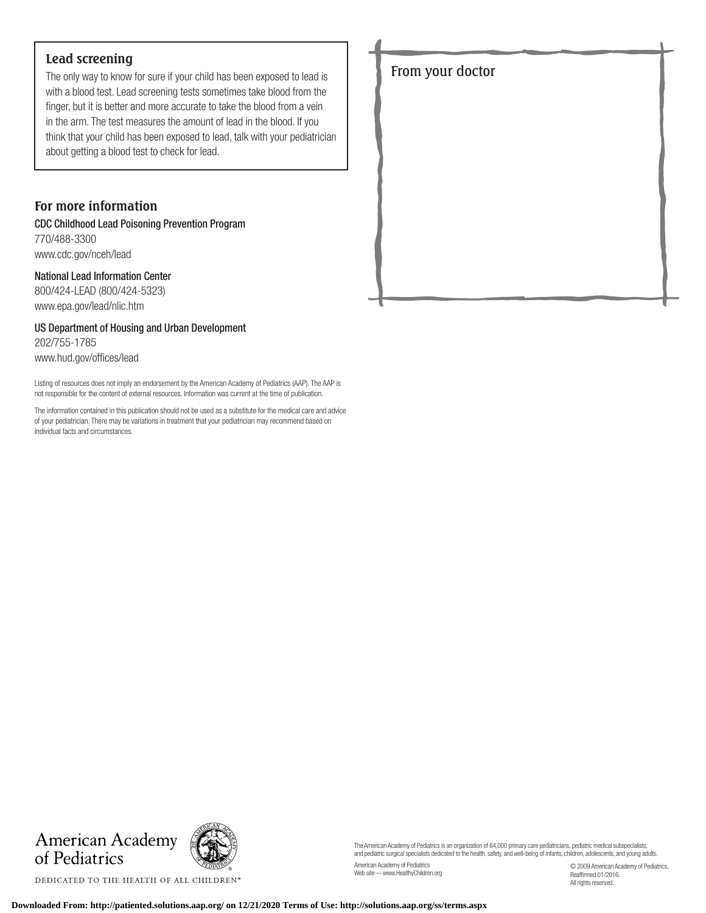## Lead screening

The only way to know for sure if your child has been exposed to lead is with a blood test. Lead screening tests sometimes take blood from the finger, but it is better and more accurate to take the blood from a vein in the arm. The test measures the amount of lead in the blood. If you think that your child has been exposed to lead, talk with your pediatrician about getting a blood test to check for lead.

## For more information

**CDC Childhood Lead Poisoning Prevention Program**
770/488-3300
www.cdc.gov/nceh/lead

**National Lead Information Center**
800/424-LEAD (800/424-5323)
www.epa.gov/lead/nlic.htm

**US Department of Housing and Urban Development**
202/755-1785
www.hud.gov/offices/lead

Listing of resources does not imply an endorsement by the American Academy of Pediatrics (AAP). The AAP is not responsible for the content of external resources. Information was current at the time of publication.

The information contained in this publication should not be used as a substitute for the medical care and advice of your pediatrician. There may be variations in treatment that your pediatrician may recommend based on individual facts and circumstances.

From your doctor

American Academy of Pediatrics

DEDICATED TO THE HEALTH OF ALL CHILDREN™

The American Academy of Pediatrics is an organization of 64,000 primary care pediatricians, pediatric medical subspecialists, and pediatric surgical specialists dedicated to the health, safety, and well-being of infants, children, adolescents, and young adults.

American Academy of Pediatrics
Web site— www.HealthyChildren.org

© 2009 American Academy of Pediatrics, Reaffirmed 01/2016.
All rights reserved.

Downloaded From: http://patiented.solutions.aap.org/ on 12/21/2020 Terms of Use: http://solutions.aap.org/ss/terms.aspx